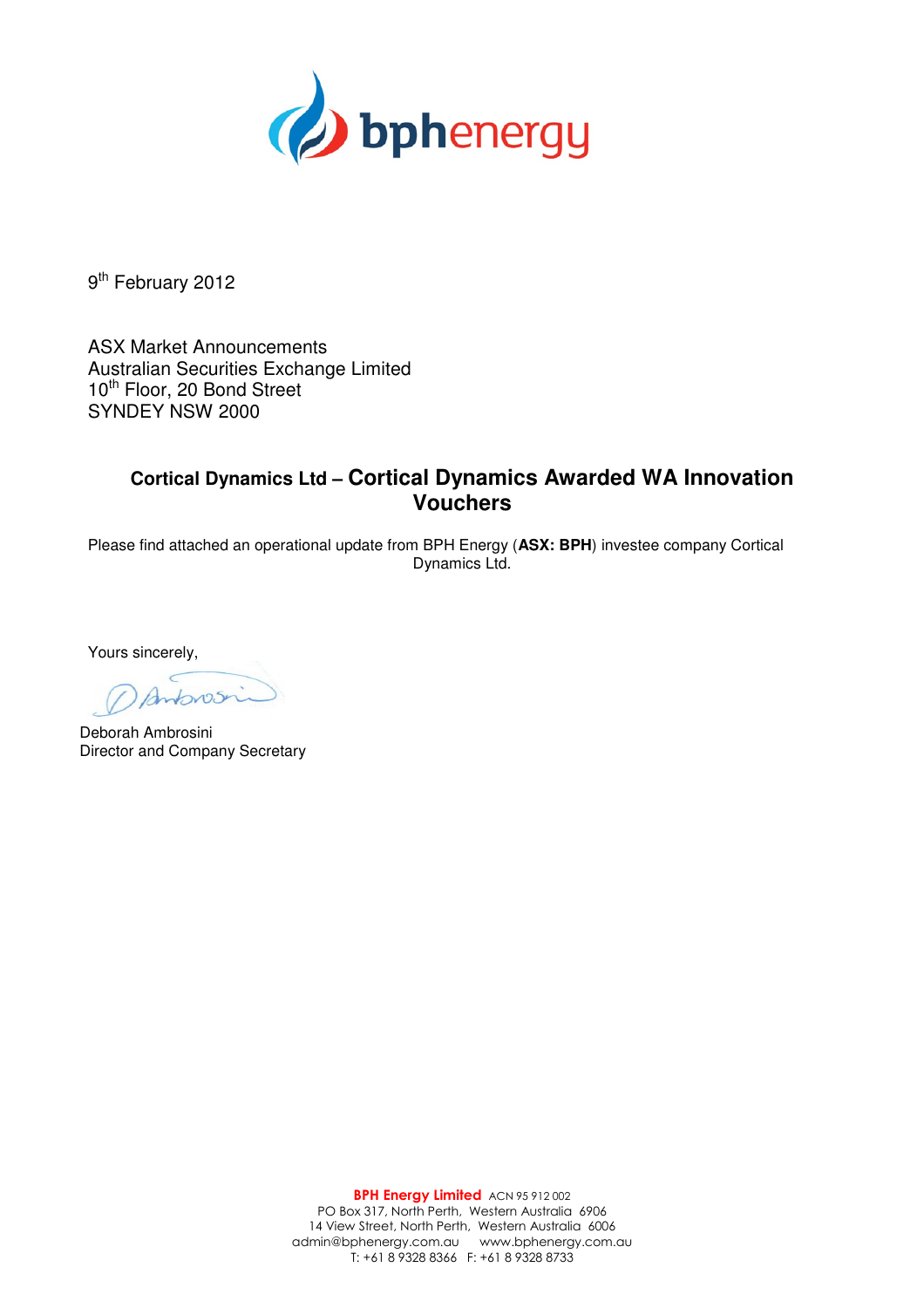9th February 2012

ASX Market Announcements
Australian Securities Exchange Limited
10th Floor, 20 Bond Street
SYNDEY NSW 2000

## Cortical Dynamics Ltd – Cortical Dynamics Awarded WA Innovation Vouchers

Please find attached an operational update from BPH Energy (**ASX: BPH**) investee company Cortical Dynamics Ltd.

Yours sincerely,

Deborah Ambrosini
Director and Company Secretary

**BPH Energy Limited** ACN 95 912 002
PO Box 317, North Perth, Western Australia 6906
14 View Street, North Perth, Western Australia 6006
admin@bphenergy.com.au www.bphenergy.com.au
T: +61 8 9328 8366 F: +61 8 9328 8733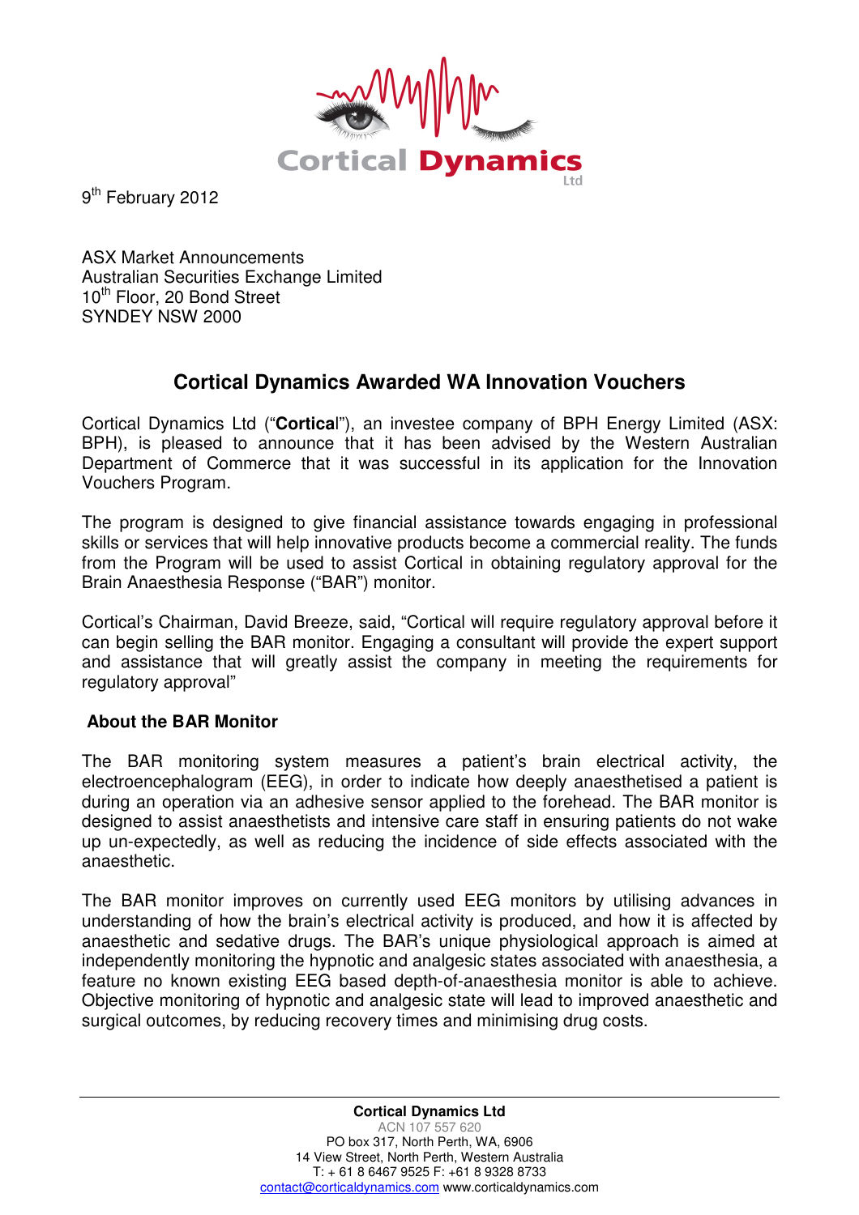9th February 2012

ASX Market Announcements
Australian Securities Exchange Limited
10th Floor, 20 Bond Street
SYNDEY NSW 2000

## Cortical Dynamics Awarded WA Innovation Vouchers

Cortical Dynamics Ltd ("**Cortica**l"), an investee company of BPH Energy Limited (ASX: BPH), is pleased to announce that it has been advised by the Western Australian Department of Commerce that it was successful in its application for the Innovation Vouchers Program.

The program is designed to give financial assistance towards engaging in professional skills or services that will help innovative products become a commercial reality. The funds from the Program will be used to assist Cortical in obtaining regulatory approval for the Brain Anaesthesia Response ("BAR") monitor.

Cortical's Chairman, David Breeze, said, "Cortical will require regulatory approval before it can begin selling the BAR monitor. Engaging a consultant will provide the expert support and assistance that will greatly assist the company in meeting the requirements for regulatory approval"

### About the BAR Monitor

The BAR monitoring system measures a patient's brain electrical activity, the electroencephalogram (EEG), in order to indicate how deeply anaesthetised a patient is during an operation via an adhesive sensor applied to the forehead. The BAR monitor is designed to assist anaesthetists and intensive care staff in ensuring patients do not wake up un-expectedly, as well as reducing the incidence of side effects associated with the anaesthetic.

The BAR monitor improves on currently used EEG monitors by utilising advances in understanding of how the brain's electrical activity is produced, and how it is affected by anaesthetic and sedative drugs. The BAR's unique physiological approach is aimed at independently monitoring the hypnotic and analgesic states associated with anaesthesia, a feature no known existing EEG based depth-of-anaesthesia monitor is able to achieve. Objective monitoring of hypnotic and analgesic state will lead to improved anaesthetic and surgical outcomes, by reducing recovery times and minimising drug costs.

**Cortical Dynamics Ltd**
ACN 107 557 620
PO box 317, North Perth, WA, 6906
14 View Street, North Perth, Western Australia
T: + 61 8 6467 9525 F: +61 8 9328 8733
contact@corticaldynamics.com www.corticaldynamics.com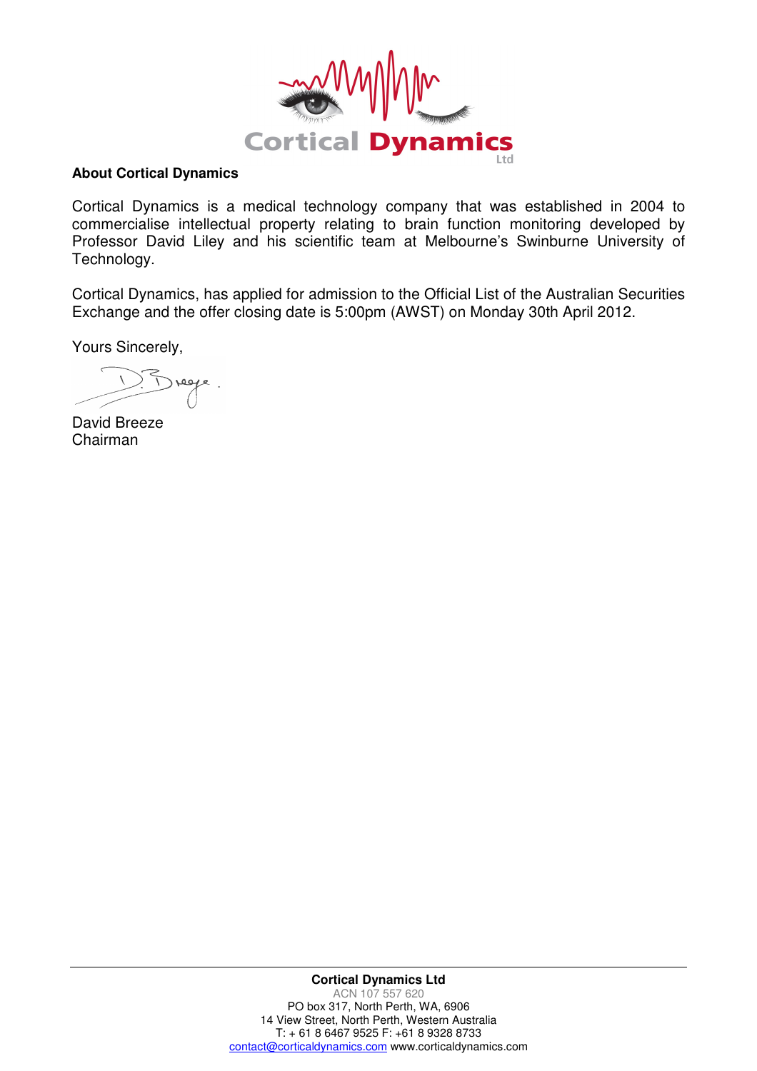**About Cortical Dynamics**

Cortical Dynamics is a medical technology company that was established in 2004 to commercialise intellectual property relating to brain function monitoring developed by Professor David Liley and his scientific team at Melbourne's Swinburne University of Technology.

Cortical Dynamics, has applied for admission to the Official List of the Australian Securities Exchange and the offer closing date is 5:00pm (AWST) on Monday 30th April 2012.

Yours Sincerely,

David Breeze
Chairman

**Cortical Dynamics Ltd**
ACN 107 557 620
PO box 317, North Perth, WA, 6906
14 View Street, North Perth, Western Australia
T: + 61 8 6467 9525 F: +61 8 9328 8733
contact@corticaldynamics.com www.corticaldynamics.com